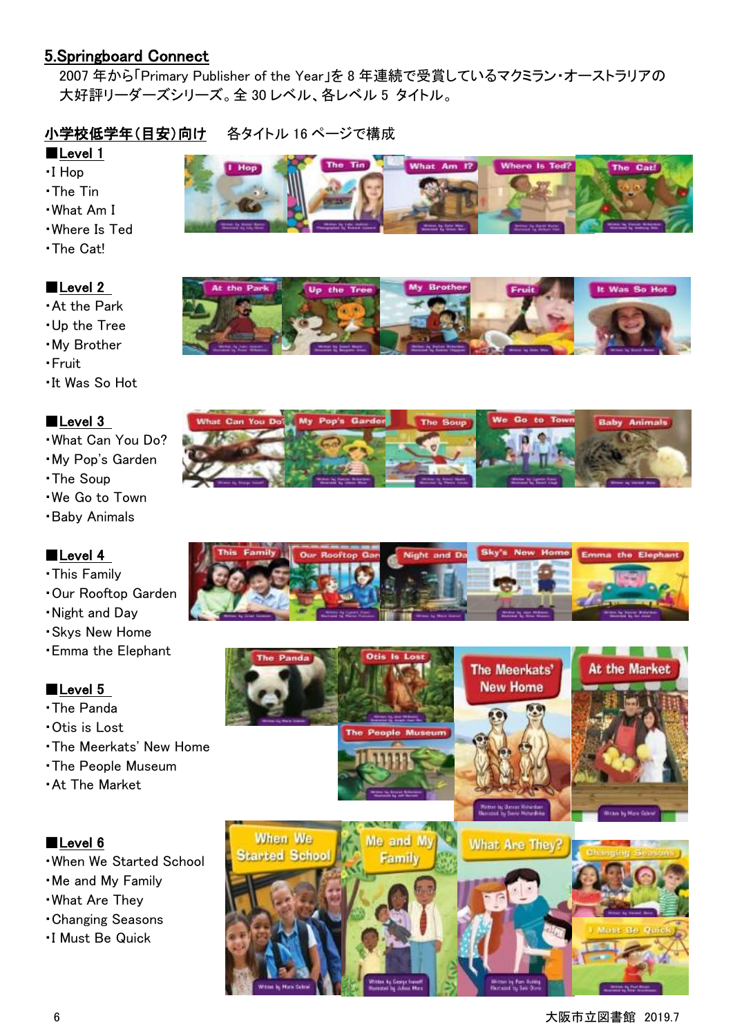## 5.Springboard Connect

2007 年から「Primary Publisher of the Year」を 8 年連続で受賞しているマクミラン・オーストラリアの大好評リーダーズシリーズ。全 30 レベル、各レベル 5 タイトル。

**小学校低学年（目安）向け**　各タイトル 16 ページで構成

### ■Level 1
- I Hop
- The Tin
- What Am I
- Where Is Ted
- The Cat!

### ■Level 2
- At the Park
- Up the Tree
- My Brother
- Fruit
- It Was So Hot

### ■Level 3
- What Can You Do?
- My Pop's Garden
- The Soup
- We Go to Town
- Baby Animals

### ■Level 4
- This Family
- Our Rooftop Garden
- Night and Day
- Skys New Home
- Emma the Elephant

### ■Level 5
- The Panda
- Otis is Lost
- The Meerkats' New Home
- The People Museum
- At The Market

### ■Level 6
- When We Started School
- Me and My Family
- What Are They
- Changing Seasons
- I Must Be Quick

大阪市立図書館　2019.7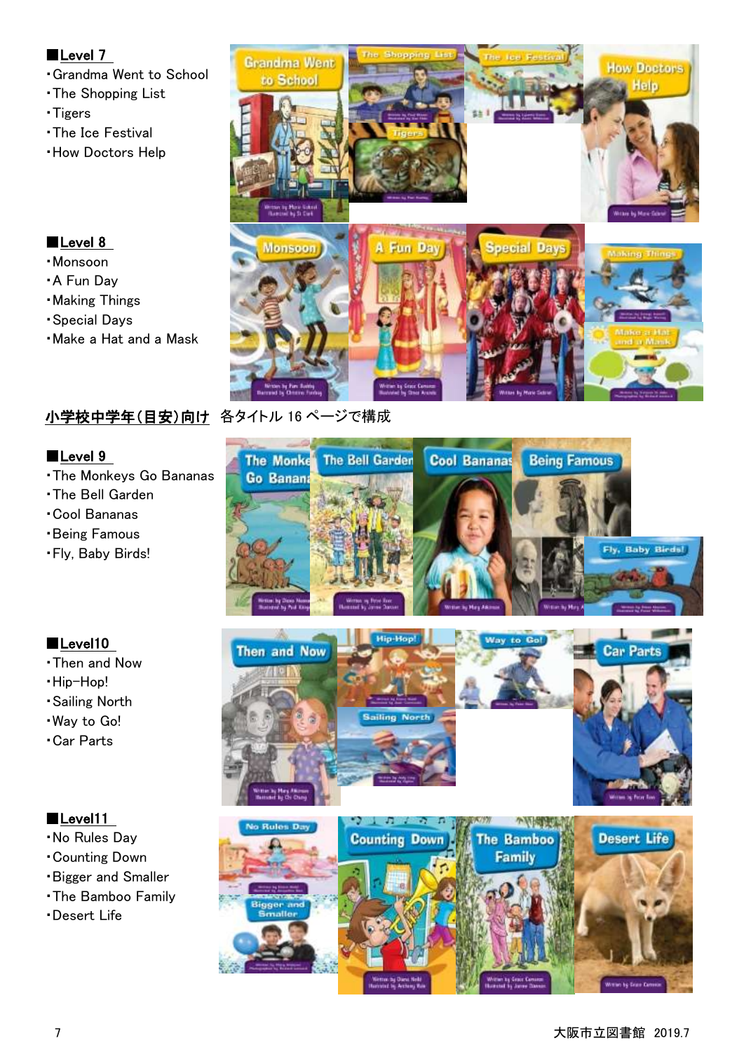■**Level 7**

- Grandma Went to School
- The Shopping List
- Tigers
- The Ice Festival
- How Doctors Help

■**Level 8**

- Monsoon
- A Fun Day
- Making Things
- Special Days
- Make a Hat and a Mask

**小学校中学年(目安)向け**　各タイトル 16 ページで構成

■**Level 9**

- The Monkeys Go Bananas
- The Bell Garden
- Cool Bananas
- Being Famous
- Fly, Baby Birds!

■**Level10**

- Then and Now
- Hip-Hop!
- Sailing North
- Way to Go!
- Car Parts

■**Level11**

- No Rules Day
- Counting Down
- Bigger and Smaller
- The Bamboo Family
- Desert Life

大阪市立図書館　2019.7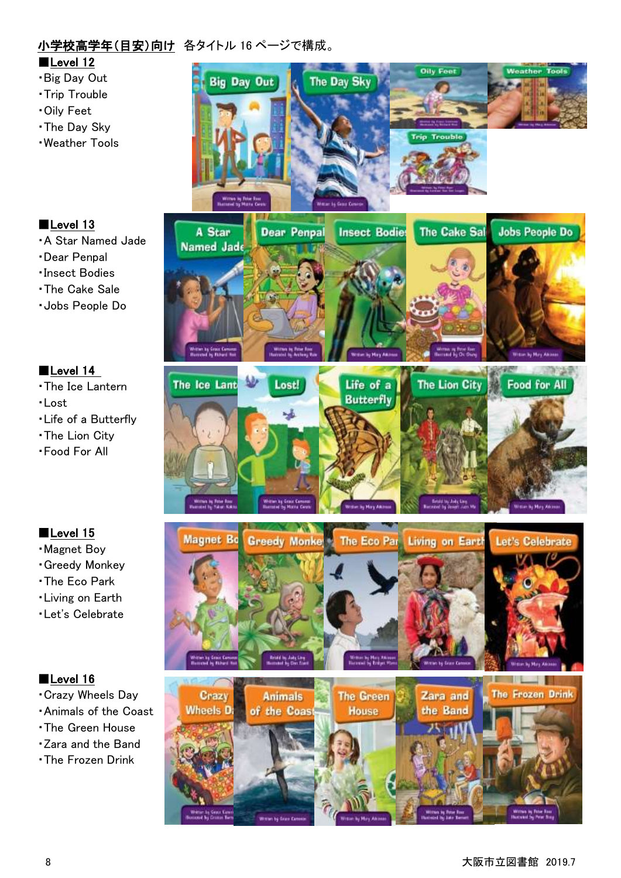**小学校高学年(目安)向け** 各タイトル 16 ページで構成。

■**Level 12**

・Big Day Out
・Trip Trouble
・Oily Feet
・The Day Sky
・Weather Tools

■**Level 13**

・A Star Named Jade
・Dear Penpal
・Insect Bodies
・The Cake Sale
・Jobs People Do

■**Level 14**

・The Ice Lantern
・Lost
・Life of a Butterfly
・The Lion City
・Food For All

■**Level 15**

・Magnet Boy
・Greedy Monkey
・The Eco Park
・Living on Earth
・Let's Celebrate

■**Level 16**

・Crazy Wheels Day
・Animals of the Coast
・The Green House
・Zara and the Band
・The Frozen Drink

大阪市立図書館 2019.7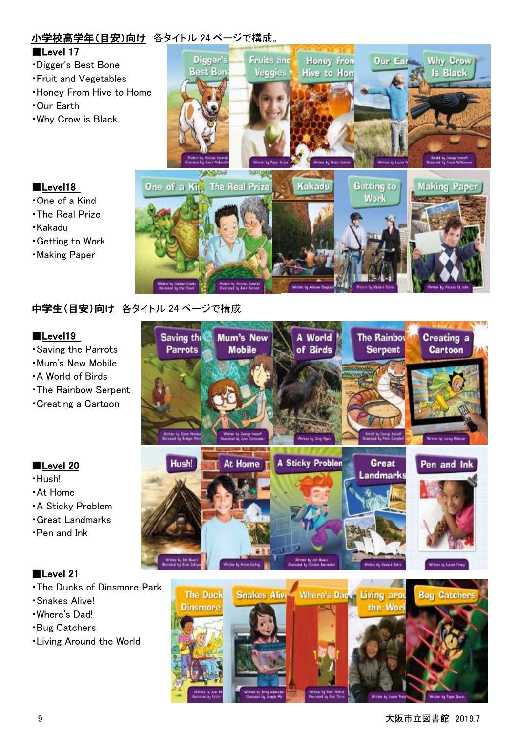小学校高学年（目安）向け　各タイトル 24 ページで構成。

■Level 17

・Digger's Best Bone
・Fruit and Vegetables
・Honey From Hive to Home
・Our Earth
・Why Crow is Black

■Level18

・One of a Kind
・The Real Prize
・Kakadu
・Getting to Work
・Making Paper

中学生（目安）向け　各タイトル 24 ページで構成

■Level19

・Saving the Parrots
・Mum's New Mobile
・A World of Birds
・The Rainbow Serpent
・Creating a Cartoon

■Level 20

・Hush!
・At Home
・A Sticky Problem
・Great Landmarks
・Pen and Ink

■Level 21

・The Ducks of Dinsmore Park
・Snakes Alive!
・Where's Dad!
・Bug Catchers
・Living Around the World

大阪市立図書館　2019.7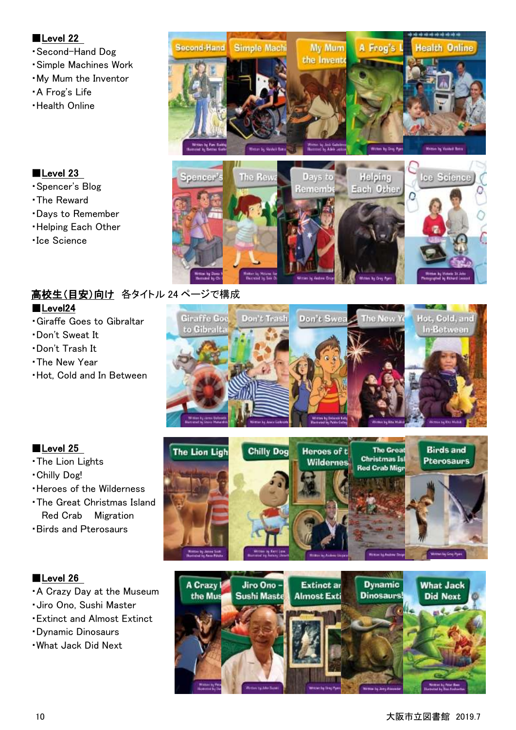**■Level 22**

- ・Second-Hand Dog
- ・Simple Machines Work
- ・My Mum the Inventor
- ・A Frog's Life
- ・Health Online

**■Level 23**

- ・Spencer's Blog
- ・The Reward
- ・Days to Remember
- ・Helping Each Other
- ・Ice Science

**高校生(目安)向け** 各タイトル 24 ページで構成

**■Level24**

- ・Giraffe Goes to Gibraltar
- ・Don't Sweat It
- ・Don't Trash It
- ・The New Year
- ・Hot, Cold and In Between

**■Level 25**

- ・The Lion Lights
- ・Chilly Dog!
- ・Heroes of the Wilderness
- ・The Great Christmas Island Red Crab Migration
- ・Birds and Pterosaurs

**■Level 26**

- ・A Crazy Day at the Museum
- ・Jiro Ono, Sushi Master
- ・Extinct and Almost Extinct
- ・Dynamic Dinosaurs
- ・What Jack Did Next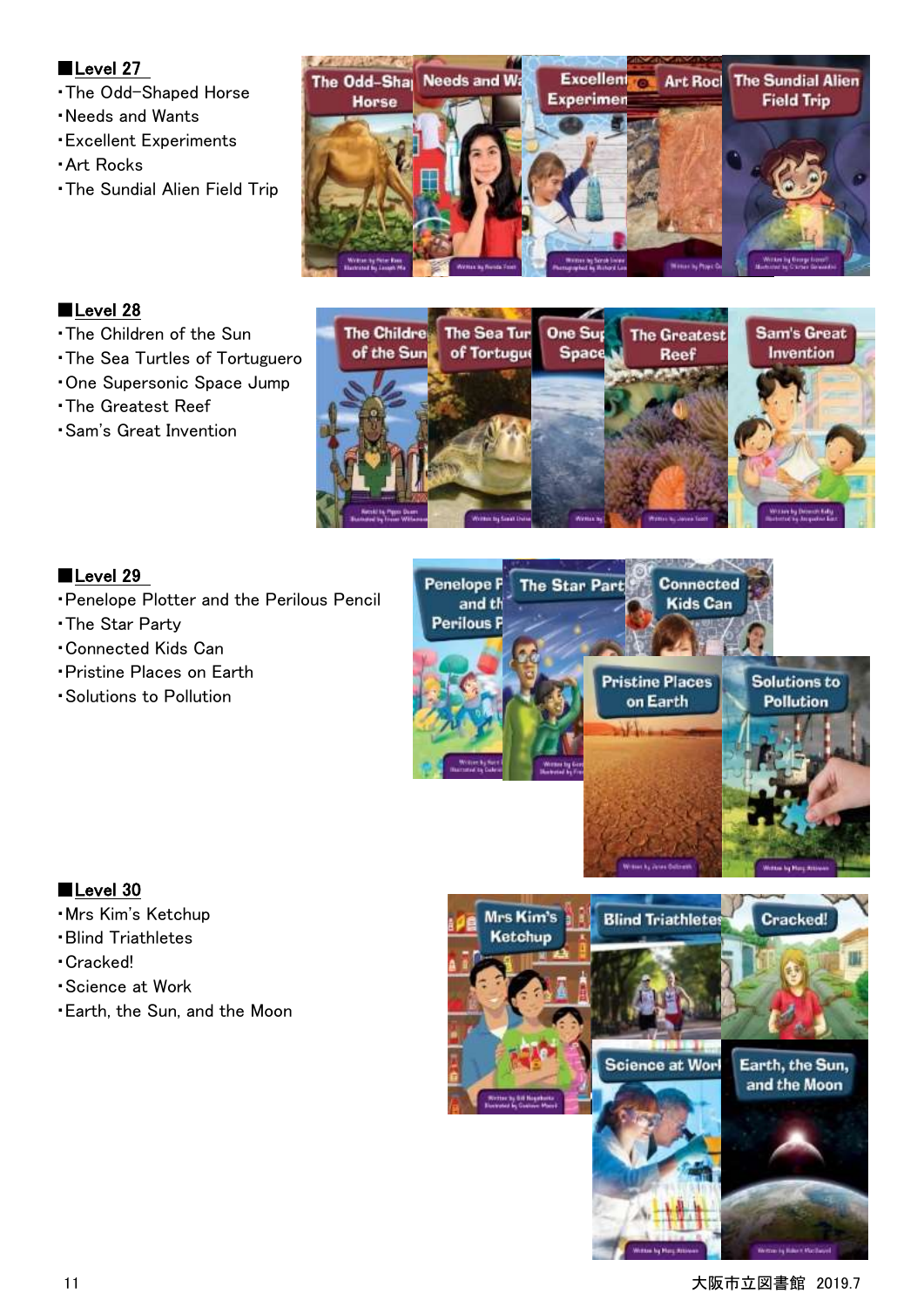■**Level 27**

- ・The Odd-Shaped Horse
- ・Needs and Wants
- ・Excellent Experiments
- ・Art Rocks
- ・The Sundial Alien Field Trip

■**Level 28**

- ・The Children of the Sun
- ・The Sea Turtles of Tortuguero
- ・One Supersonic Space Jump
- ・The Greatest Reef
- ・Sam's Great Invention

■**Level 29**

- ・Penelope Plotter and the Perilous Pencil
- ・The Star Party
- ・Connected Kids Can
- ・Pristine Places on Earth
- ・Solutions to Pollution

■**Level 30**

- ・Mrs Kim's Ketchup
- ・Blind Triathletes
- ・Cracked!
- ・Science at Work
- ・Earth, the Sun, and the Moon

大阪市立図書館 2019.7